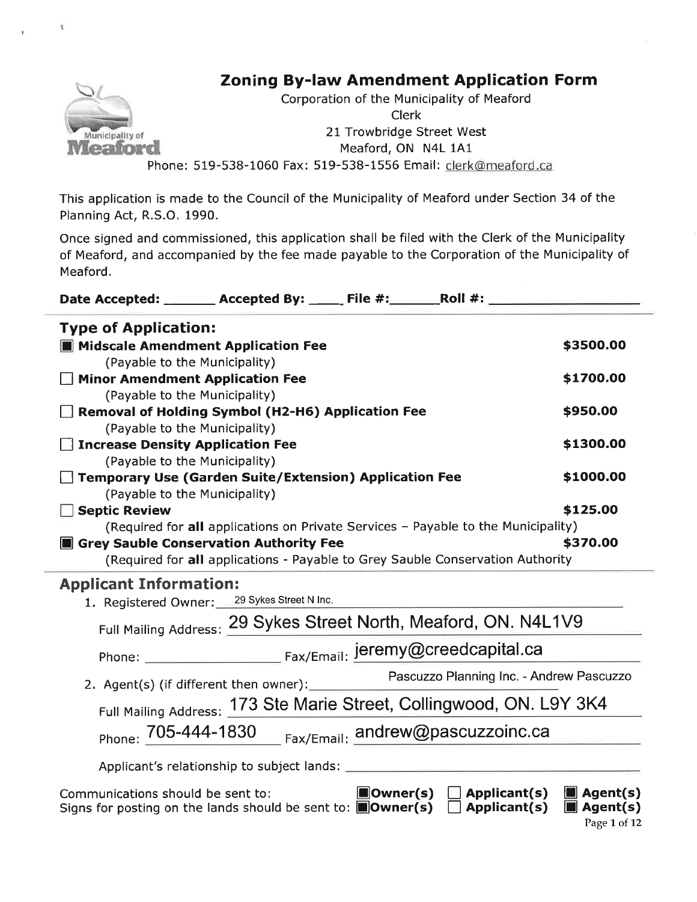# Zoning By-law Amendment Application Form

Corporation of the Municipality of Meaford
Clerk
21 Trowbridge Street West
Meaford, ON N4L 1A1
Phone: 519-538-1060 Fax: 519-538-1556 Email: clerk@meaford.ca

This application is made to the Council of the Municipality of Meaford under Section 34 of the Planning Act, R.S.O. 1990.

Once signed and commissioned, this application shall be filed with the Clerk of the Municipality of Meaford, and accompanied by the fee made payable to the Corporation of the Municipality of Meaford.

**Date Accepted: _______ Accepted By: ____ File #:______ Roll #: ________________**

## Type of Application:

- [x] **Midscale Amendment Application Fee** — **$3500.00**
  (Payable to the Municipality)
- [ ] **Minor Amendment Application Fee** — **$1700.00**
  (Payable to the Municipality)
- [ ] **Removal of Holding Symbol (H2-H6) Application Fee** — **$950.00**
  (Payable to the Municipality)
- [ ] **Increase Density Application Fee** — **$1300.00**
  (Payable to the Municipality)
- [ ] **Temporary Use (Garden Suite/Extension) Application Fee** — **$1000.00**
  (Payable to the Municipality)
- [ ] **Septic Review** — **$125.00**
  (Required for **all** applications on Private Services – Payable to the Municipality)
- [x] **Grey Sauble Conservation Authority Fee** — **$370.00**
  (Required for **all** applications - Payable to Grey Sauble Conservation Authority

## Applicant Information:

1. Registered Owner: 29 Sykes Street N Inc.

   Full Mailing Address: 29 Sykes Street North, Meaford, ON. N4L1V9

   Phone: ______________ Fax/Email: jeremy@creedcapital.ca

2. Agent(s) (if different then owner): Pascuzzo Planning Inc. - Andrew Pascuzzo

   Full Mailing Address: 173 Ste Marie Street, Collingwood, ON. L9Y 3K4

   Phone: 705-444-1830 Fax/Email: andrew@pascuzzoinc.ca

   Applicant's relationship to subject lands: ______________

Communications should be sent to: [x] **Owner(s)** [ ] **Applicant(s)** [x] **Agent(s)**
Signs for posting on the lands should be sent to: [x] **Owner(s)** [ ] **Applicant(s)** [x] **Agent(s)**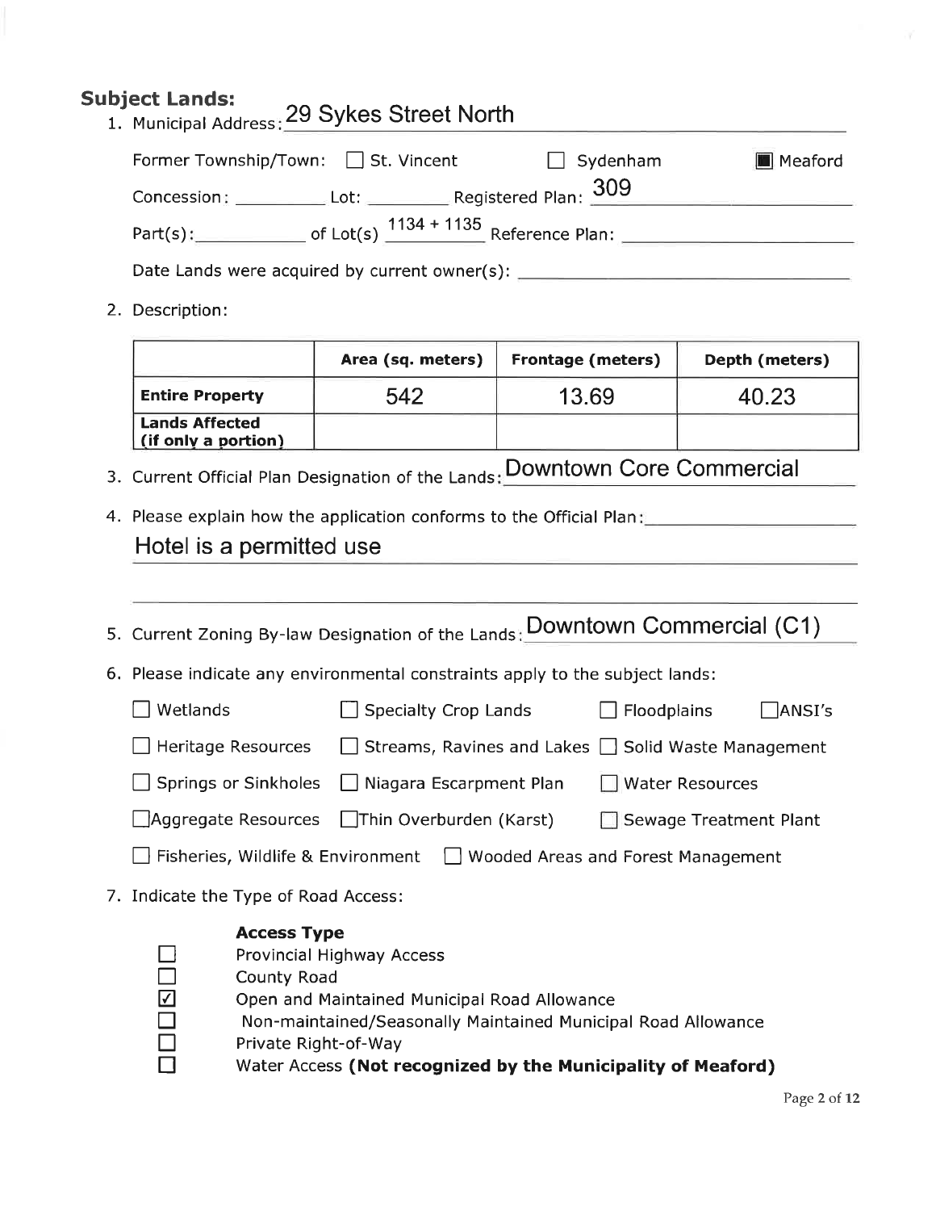## Subject Lands:

1. Municipal Address: 29 Sykes Street North

   Former Township/Town: ☐ St. Vincent ☐ Sydenham ■ Meaford

   Concession: __________ Lot: __________ Registered Plan: 309

   Part(s): __________ of Lot(s) 1134 + 1135 Reference Plan: __________

   Date Lands were acquired by current owner(s): __________

2. Description:

| | Area (sq. meters) | Frontage (meters) | Depth (meters) |
|---|---|---|---|
| **Entire Property** | 542 | 13.69 | 40.23 |
| **Lands Affected (if only a portion)** | | | |

3. Current Official Plan Designation of the Lands: Downtown Core Commercial

4. Please explain how the application conforms to the Official Plan:

   Hotel is a permitted use

5. Current Zoning By-law Designation of the Lands: Downtown Commercial (C1)

6. Please indicate any environmental constraints apply to the subject lands:

   ☐ Wetlands ☐ Specialty Crop Lands ☐ Floodplains ☐ ANSI's

   ☐ Heritage Resources ☐ Streams, Ravines and Lakes ☐ Solid Waste Management

   ☐ Springs or Sinkholes ☐ Niagara Escarpment Plan ☐ Water Resources

   ☐ Aggregate Resources ☐ Thin Overburden (Karst) ☐ Sewage Treatment Plant

   ☐ Fisheries, Wildlife & Environment ☐ Wooded Areas and Forest Management

7. Indicate the Type of Road Access:

   **Access Type**

   ☐ Provincial Highway Access
   ☐ County Road
   ☑ Open and Maintained Municipal Road Allowance
   ☐ Non-maintained/Seasonally Maintained Municipal Road Allowance
   ☐ Private Right-of-Way
   ☐ Water Access **(Not recognized by the Municipality of Meaford)**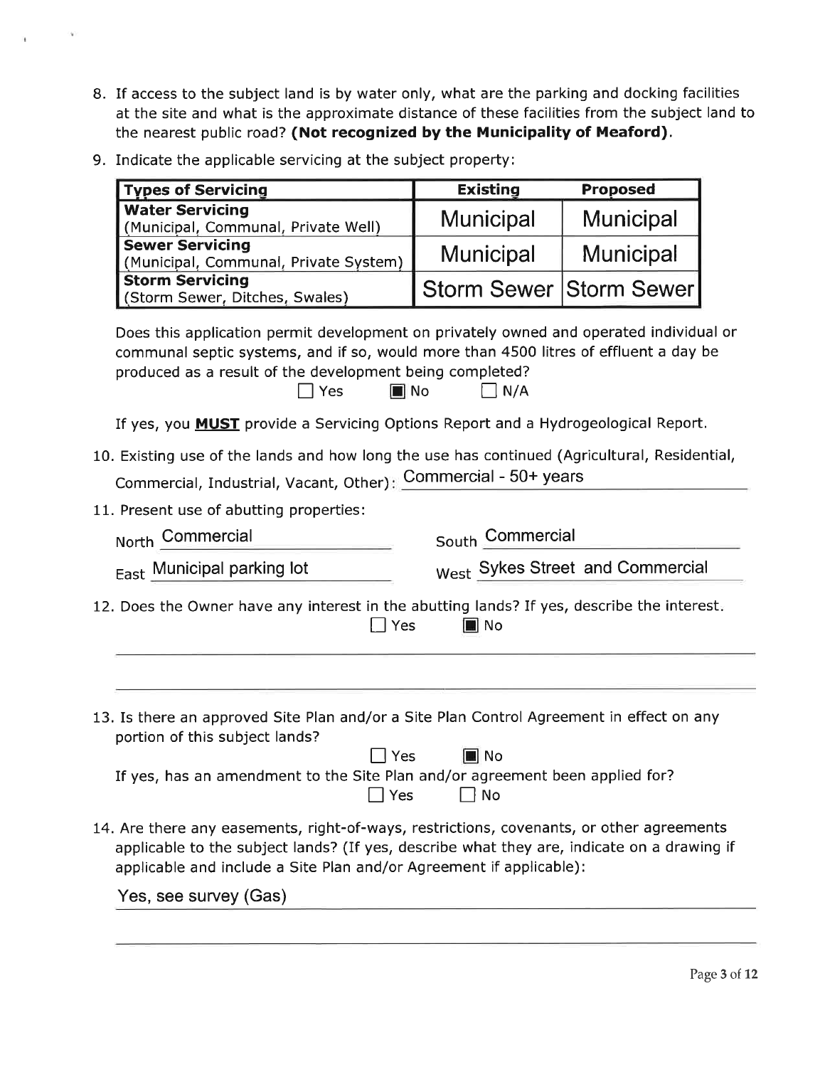8. If access to the subject land is by water only, what are the parking and docking facilities at the site and what is the approximate distance of these facilities from the subject land to the nearest public road? **(Not recognized by the Municipality of Meaford).**

9. Indicate the applicable servicing at the subject property:

| Types of Servicing | Existing | Proposed |
|---|---|---|
| **Water Servicing** (Municipal, Communal, Private Well) | Municipal | Municipal |
| **Sewer Servicing** (Municipal, Communal, Private System) | Municipal | Municipal |
| **Storm Servicing** (Storm Sewer, Ditches, Swales) | Storm Sewer | Storm Sewer |

Does this application permit development on privately owned and operated individual or communal septic systems, and if so, would more than 4500 litres of effluent a day be produced as a result of the development being completed?

☐ Yes ☒ No ☐ N/A

If yes, you **MUST** provide a Servicing Options Report and a Hydrogeological Report.

10. Existing use of the lands and how long the use has continued (Agricultural, Residential, Commercial, Industrial, Vacant, Other): Commercial - 50+ years

11. Present use of abutting properties:

North: Commercial

South: Commercial

East: Municipal parking lot

West: Sykes Street and Commercial

12. Does the Owner have any interest in the abutting lands? If yes, describe the interest.

☐ Yes ☒ No

13. Is there an approved Site Plan and/or a Site Plan Control Agreement in effect on any portion of this subject lands?

☐ Yes ☒ No

If yes, has an amendment to the Site Plan and/or agreement been applied for?

☐ Yes ☐ No

14. Are there any easements, right-of-ways, restrictions, covenants, or other agreements applicable to the subject lands? (If yes, describe what they are, indicate on a drawing if applicable and include a Site Plan and/or Agreement if applicable):

Yes, see survey (Gas)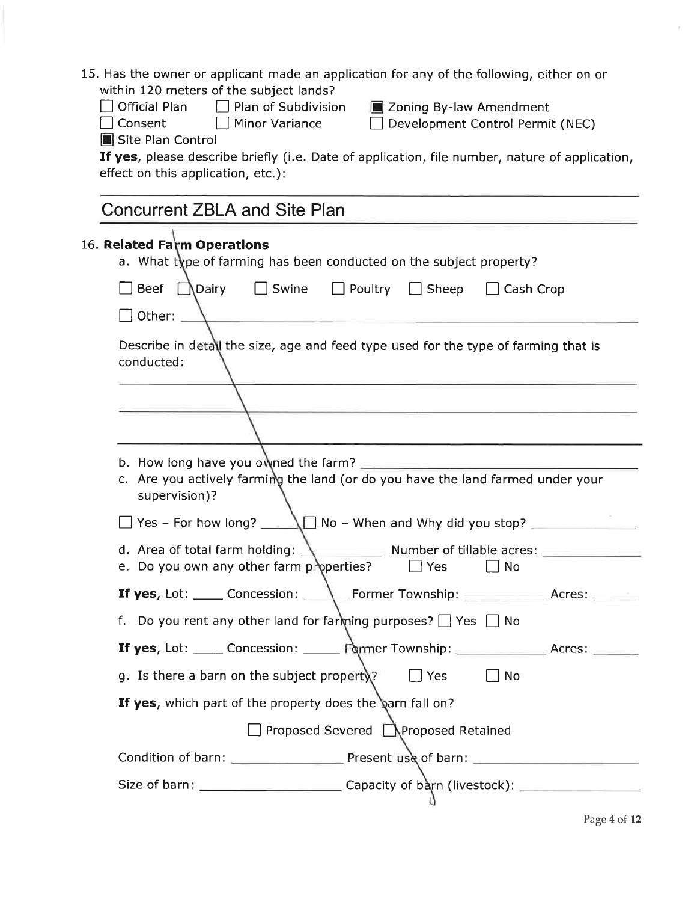15. Has the owner or applicant made an application for any of the following, either on or within 120 meters of the subject lands?

- [ ] Official Plan
- [ ] Plan of Subdivision
- [x] Zoning By-law Amendment
- [ ] Consent
- [ ] Minor Variance
- [ ] Development Control Permit (NEC)
- [x] Site Plan Control

**If yes**, please describe briefly (i.e. Date of application, file number, nature of application, effect on this application, etc.):

Concurrent ZBLA and Site Plan

16. **Related Farm Operations**

a. What type of farming has been conducted on the subject property?

- [ ] Beef
- [ ] Dairy
- [ ] Swine
- [ ] Poultry
- [ ] Sheep
- [ ] Cash Crop
- [ ] Other: ______

Describe in detail the size, age and feed type used for the type of farming that is conducted:

______

b. How long have you owned the farm? ______

c. Are you actively farming the land (or do you have the land farmed under your supervision)?

- [ ] Yes – For how long? ______
- [ ] No – When and Why did you stop? ______

d. Area of total farm holding: ______ Number of tillable acres: ______

e. Do you own any other farm properties? [ ] Yes [ ] No

**If yes**, Lot: ____ Concession: ____ Former Township: ______ Acres: ____

f. Do you rent any other land for farming purposes? [ ] Yes [ ] No

**If yes**, Lot: ____ Concession: ____ Former Township: ______ Acres: ____

g. Is there a barn on the subject property? [ ] Yes [ ] No

**If yes**, which part of the property does the barn fall on?

- [ ] Proposed Severed
- [ ] Proposed Retained

Condition of barn: ______ Present use of barn: ______

Size of barn: ______ Capacity of barn (livestock): ______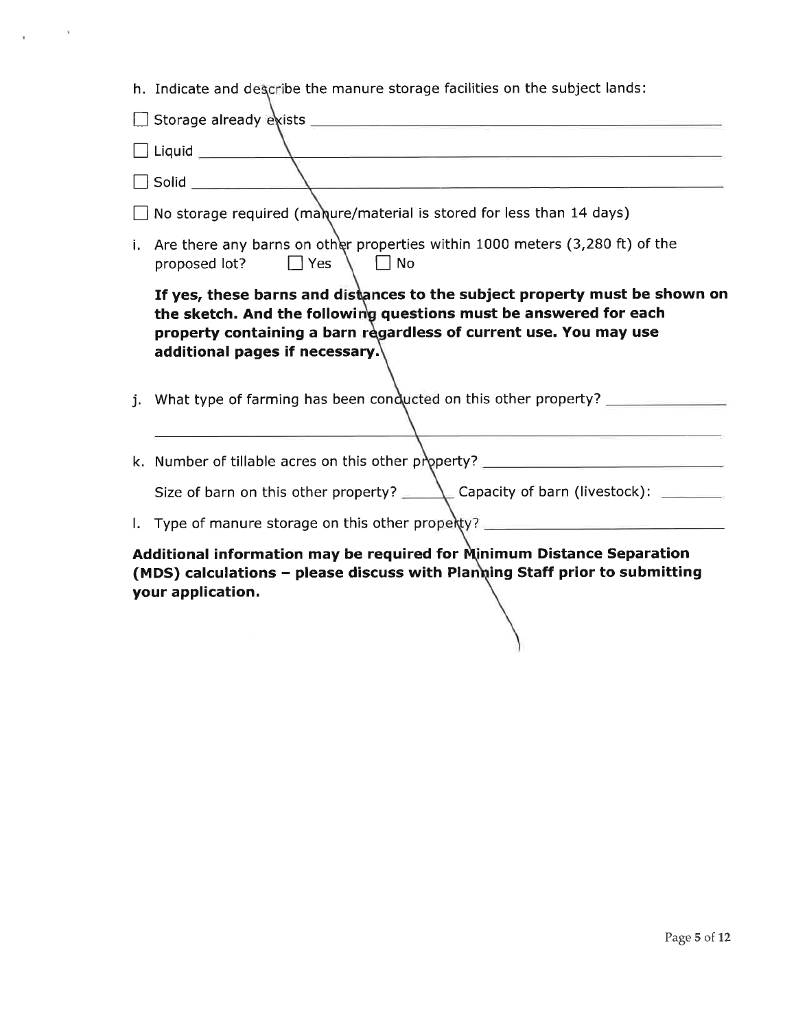h. Indicate and describe the manure storage facilities on the subject lands:

☐ Storage already exists ______________________________________________

☐ Liquid ______________________________________________

☐ Solid ______________________________________________

☐ No storage required (manure/material is stored for less than 14 days)

i. Are there any barns on other properties within 1000 meters (3,280 ft) of the proposed lot? ☐ Yes ☐ No

**If yes, these barns and distances to the subject property must be shown on the sketch. And the following questions must be answered for each property containing a barn regardless of current use. You may use additional pages if necessary.**

j. What type of farming has been conducted on this other property? ______________

______________________________________________

k. Number of tillable acres on this other property? ______________________

Size of barn on this other property? ______ Capacity of barn (livestock): ________

l. Type of manure storage on this other property? ______________________

**Additional information may be required for Minimum Distance Separation (MDS) calculations – please discuss with Planning Staff prior to submitting your application.**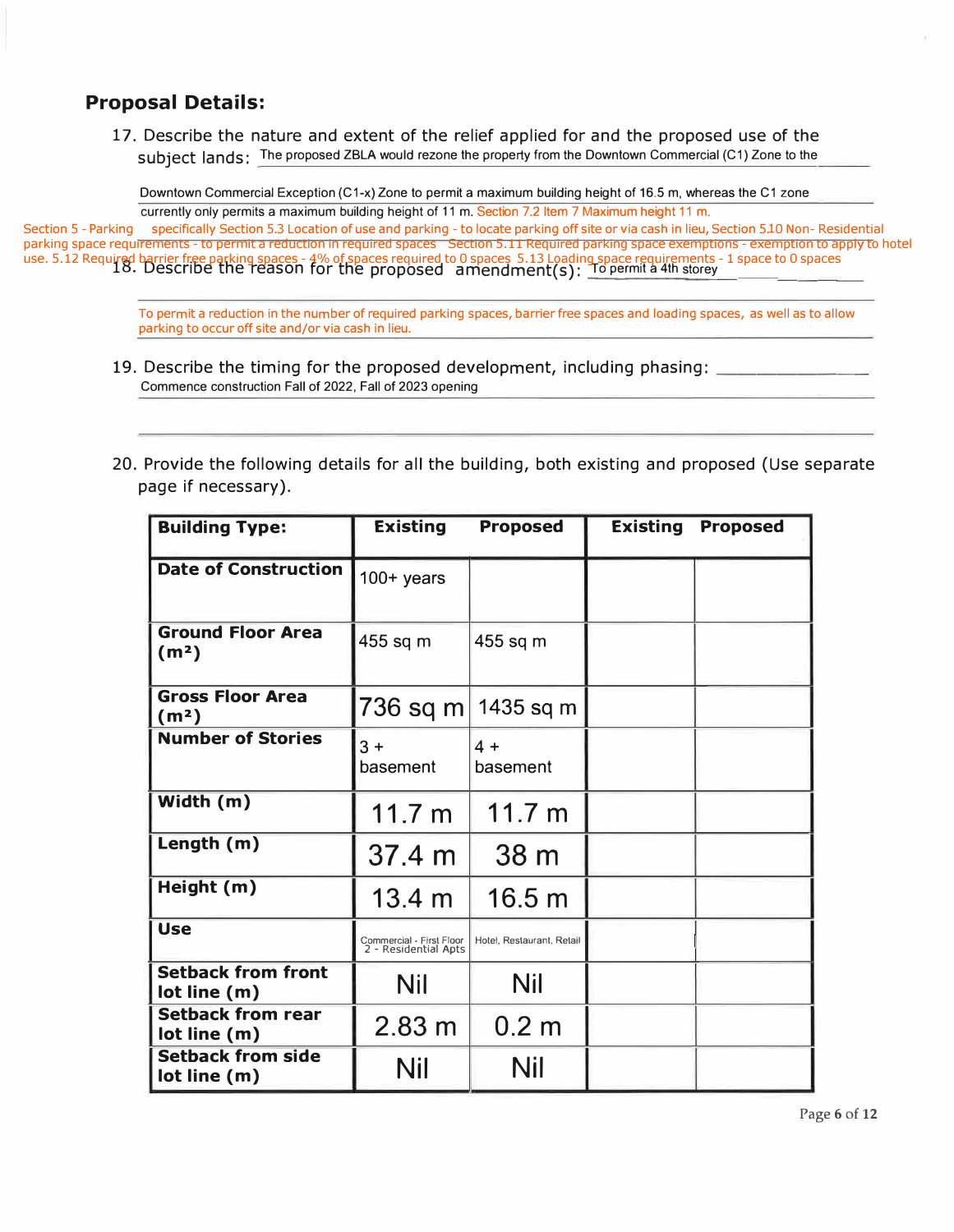## Proposal Details:

17. Describe the nature and extent of the relief applied for and the proposed use of the subject lands: The proposed ZBLA would rezone the property from the Downtown Commercial (C1) Zone to the Downtown Commercial Exception (C1-x) Zone to permit a maximum building height of 16.5 m, whereas the C1 zone currently only permits a maximum building height of 11 m. Section 7.2 Item 7 Maximum height 11 m. Section 5 - Parking specifically Section 5.3 Location of use and parking - to locate parking off site or via cash in lieu, Section 5.10 Non- Residential parking space requirements - to permit a reduction in required spaces Section 5.11 Required parking space exemptions - exemption to apply to hotel use. 5.12 Required barrier free parking spaces - 4% of spaces required to 0 spaces 5.13 Loading space requirements - 1 space to 0 spaces

18. Describe the reason for the proposed amendment(s): To permit a 4th storey

    To permit a reduction in the number of required parking spaces, barrier free spaces and loading spaces, as well as to allow parking to occur off site and/or via cash in lieu.

19. Describe the timing for the proposed development, including phasing: Commence construction Fall of 2022, Fall of 2023 opening

20. Provide the following details for all the building, both existing and proposed (Use separate page if necessary).

| Building Type: | Existing | Proposed | Existing | Proposed |
|---|---|---|---|---|
| Date of Construction | 100+ years | | | |
| Ground Floor Area (m²) | 455 sq m | 455 sq m | | |
| Gross Floor Area (m²) | 736 sq m | 1435 sq m | | |
| Number of Stories | 3 + basement | 4 + basement | | |
| Width (m) | 11.7 m | 11.7 m | | |
| Length (m) | 37.4 m | 38 m | | |
| Height (m) | 13.4 m | 16.5 m | | |
| Use | Commercial - First Floor 2 - Residential Apts | Hotel, Restaurant, Retail | | |
| Setback from front lot line (m) | Nil | Nil | | |
| Setback from rear lot line (m) | 2.83 m | 0.2 m | | |
| Setback from side lot line (m) | Nil | Nil | | |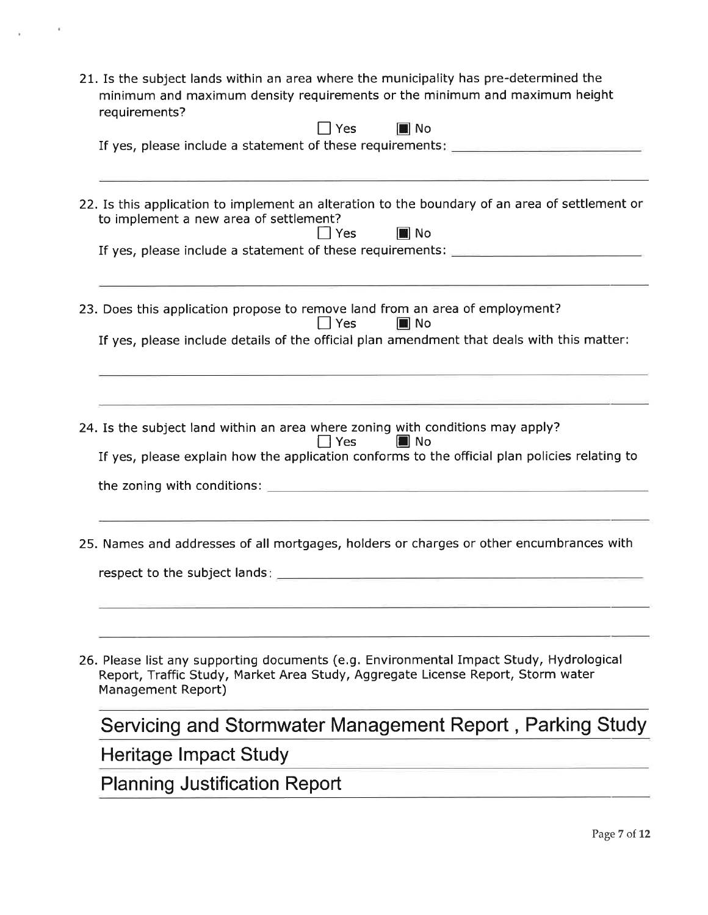21. Is the subject lands within an area where the municipality has pre-determined the minimum and maximum density requirements or the minimum and maximum height requirements?

☐ Yes ■ No

If yes, please include a statement of these requirements: \_\_\_\_\_\_\_\_\_\_\_\_\_\_\_\_\_\_\_\_

22. Is this application to implement an alteration to the boundary of an area of settlement or to implement a new area of settlement?

☐ Yes ■ No

If yes, please include a statement of these requirements: \_\_\_\_\_\_\_\_\_\_\_\_\_\_\_\_\_\_\_\_

23. Does this application propose to remove land from an area of employment?

☐ Yes ■ No

If yes, please include details of the official plan amendment that deals with this matter:

24. Is the subject land within an area where zoning with conditions may apply?

☐ Yes ■ No

If yes, please explain how the application conforms to the official plan policies relating to the zoning with conditions: \_\_\_\_\_\_\_\_\_\_\_\_\_\_\_\_\_\_\_\_

25. Names and addresses of all mortgages, holders or charges or other encumbrances with respect to the subject lands: \_\_\_\_\_\_\_\_\_\_\_\_\_\_\_\_\_\_\_\_

26. Please list any supporting documents (e.g. Environmental Impact Study, Hydrological Report, Traffic Study, Market Area Study, Aggregate License Report, Storm water Management Report)

Servicing and Stormwater Management Report , Parking Study

Heritage Impact Study

Planning Justification Report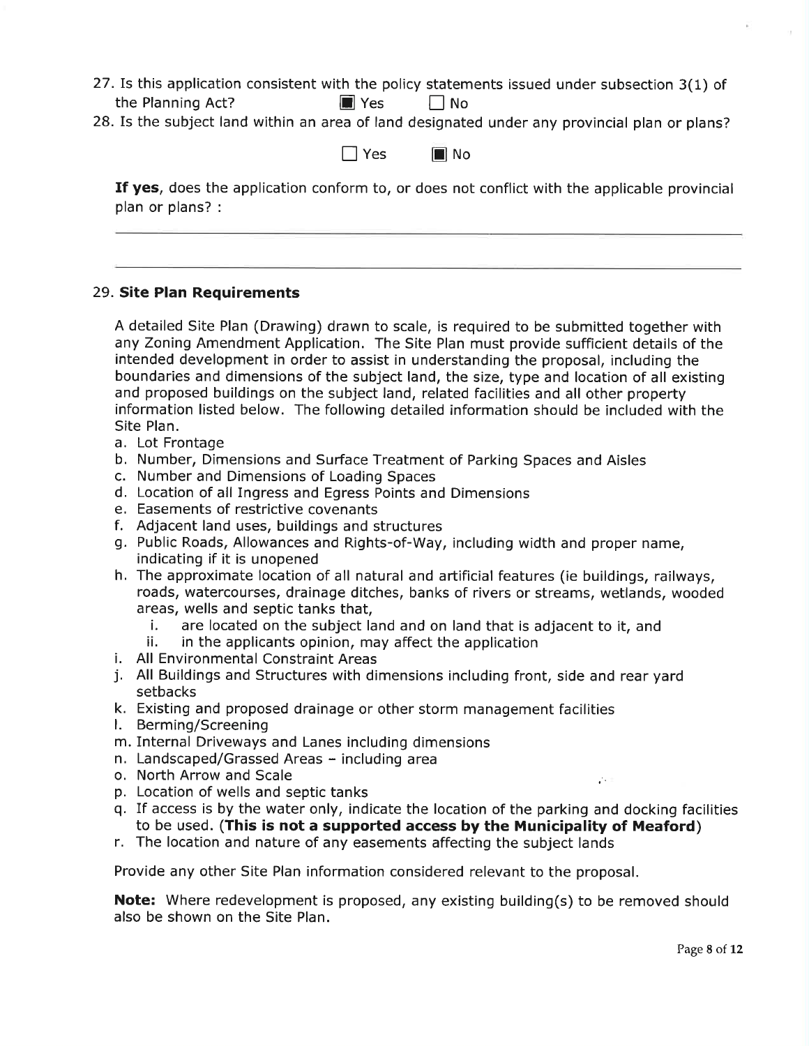27. Is this application consistent with the policy statements issued under subsection 3(1) of the Planning Act? ■ Yes ☐ No

28. Is the subject land within an area of land designated under any provincial plan or plans?

☐ Yes ■ No

**If yes**, does the application conform to, or does not conflict with the applicable provincial plan or plans? :

29. **Site Plan Requirements**

A detailed Site Plan (Drawing) drawn to scale, is required to be submitted together with any Zoning Amendment Application. The Site Plan must provide sufficient details of the intended development in order to assist in understanding the proposal, including the boundaries and dimensions of the subject land, the size, type and location of all existing and proposed buildings on the subject land, related facilities and all other property information listed below. The following detailed information should be included with the Site Plan.

a. Lot Frontage
b. Number, Dimensions and Surface Treatment of Parking Spaces and Aisles
c. Number and Dimensions of Loading Spaces
d. Location of all Ingress and Egress Points and Dimensions
e. Easements of restrictive covenants
f. Adjacent land uses, buildings and structures
g. Public Roads, Allowances and Rights-of-Way, including width and proper name, indicating if it is unopened
h. The approximate location of all natural and artificial features (ie buildings, railways, roads, watercourses, drainage ditches, banks of rivers or streams, wetlands, wooded areas, wells and septic tanks that,
   i. are located on the subject land and on land that is adjacent to it, and
   ii. in the applicants opinion, may affect the application
i. All Environmental Constraint Areas
j. All Buildings and Structures with dimensions including front, side and rear yard setbacks
k. Existing and proposed drainage or other storm management facilities
l. Berming/Screening
m. Internal Driveways and Lanes including dimensions
n. Landscaped/Grassed Areas – including area
o. North Arrow and Scale
p. Location of wells and septic tanks
q. If access is by the water only, indicate the location of the parking and docking facilities to be used. (**This is not a supported access by the Municipality of Meaford**)
r. The location and nature of any easements affecting the subject lands

Provide any other Site Plan information considered relevant to the proposal.

**Note:** Where redevelopment is proposed, any existing building(s) to be removed should also be shown on the Site Plan.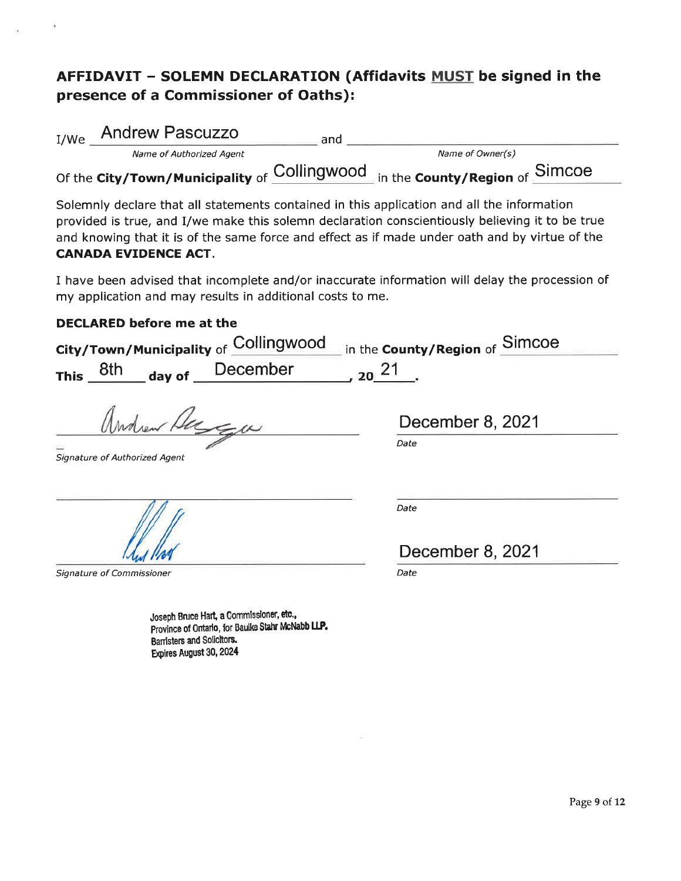## AFFIDAVIT – SOLEMN DECLARATION (Affidavits MUST be signed in the presence of a Commissioner of Oaths):

I/We Andrew Pascuzzo and ______________________

*Name of Authorized Agent* — *Name of Owner(s)*

Of the **City/Town/Municipality** of Collingwood in the **County/Region** of Simcoe

Solemnly declare that all statements contained in this application and all the information provided is true, and I/we make this solemn declaration conscientiously believing it to be true and knowing that it is of the same force and effect as if made under oath and by virtue of the **CANADA EVIDENCE ACT**.

I have been advised that incomplete and/or inaccurate information will delay the procession of my application and may results in additional costs to me.

**DECLARED before me at the**

**City/Town/Municipality** of Collingwood in the **County/Region** of Simcoe

**This** 8th **day of** December, **20**21.

Andrew Pascuzzo (signature) — December 8, 2021

*Signature of Authorized Agent* — *Date*

______________________

*Date*

(signature) — December 8, 2021

*Signature of Commissioner* — *Date*

Joseph Bruce Hart, a Commissioner, etc.,
Province of Ontario, for Baulke Stahr McNabb LLP.
Barristers and Solicitors.
Expires August 30, 2024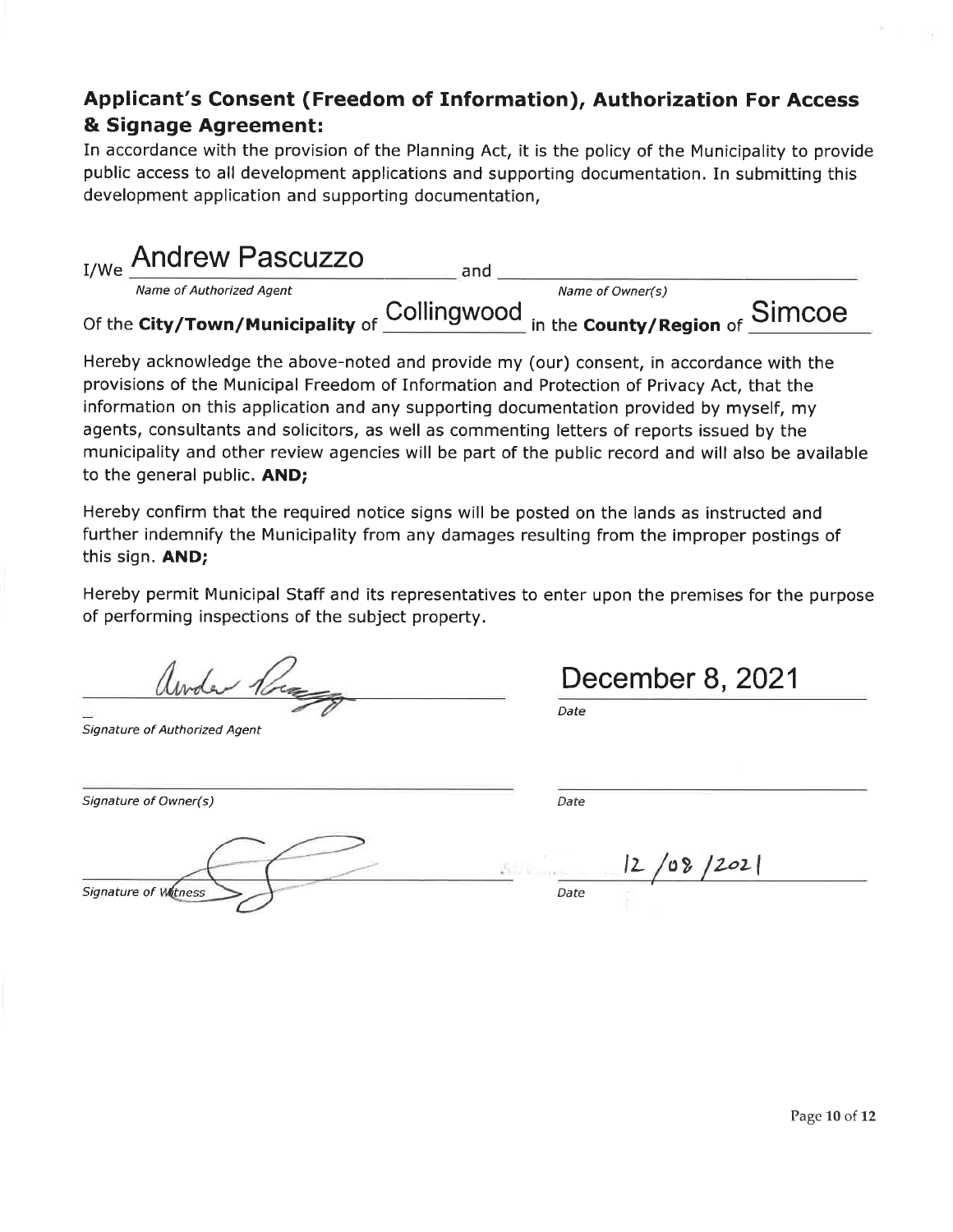## Applicant's Consent (Freedom of Information), Authorization For Access & Signage Agreement:

In accordance with the provision of the Planning Act, it is the policy of the Municipality to provide public access to all development applications and supporting documentation. In submitting this development application and supporting documentation,

I/We Andrew Pascuzzo and \_\_\_\_\_\_\_\_\_\_\_\_\_\_\_\_\_\_\_\_

*Name of Authorized Agent* *Name of Owner(s)*

Of the **City/Town/Municipality** of Collingwood in the **County/Region** of Simcoe

Hereby acknowledge the above-noted and provide my (our) consent, in accordance with the provisions of the Municipal Freedom of Information and Protection of Privacy Act, that the information on this application and any supporting documentation provided by myself, my agents, consultants and solicitors, as well as commenting letters of reports issued by the municipality and other review agencies will be part of the public record and will also be available to the general public. **AND;**

Hereby confirm that the required notice signs will be posted on the lands as instructed and further indemnify the Municipality from any damages resulting from the improper postings of this sign. **AND;**

Hereby permit Municipal Staff and its representatives to enter upon the premises for the purpose of performing inspections of the subject property.

| | |
|---|---|
| [signature] | December 8, 2021 |
| *Signature of Authorized Agent* | *Date* |
| | |
| *Signature of Owner(s)* | *Date* |
| [signature] | 12 /08 /2021 |
| *Signature of Witness* | *Date* |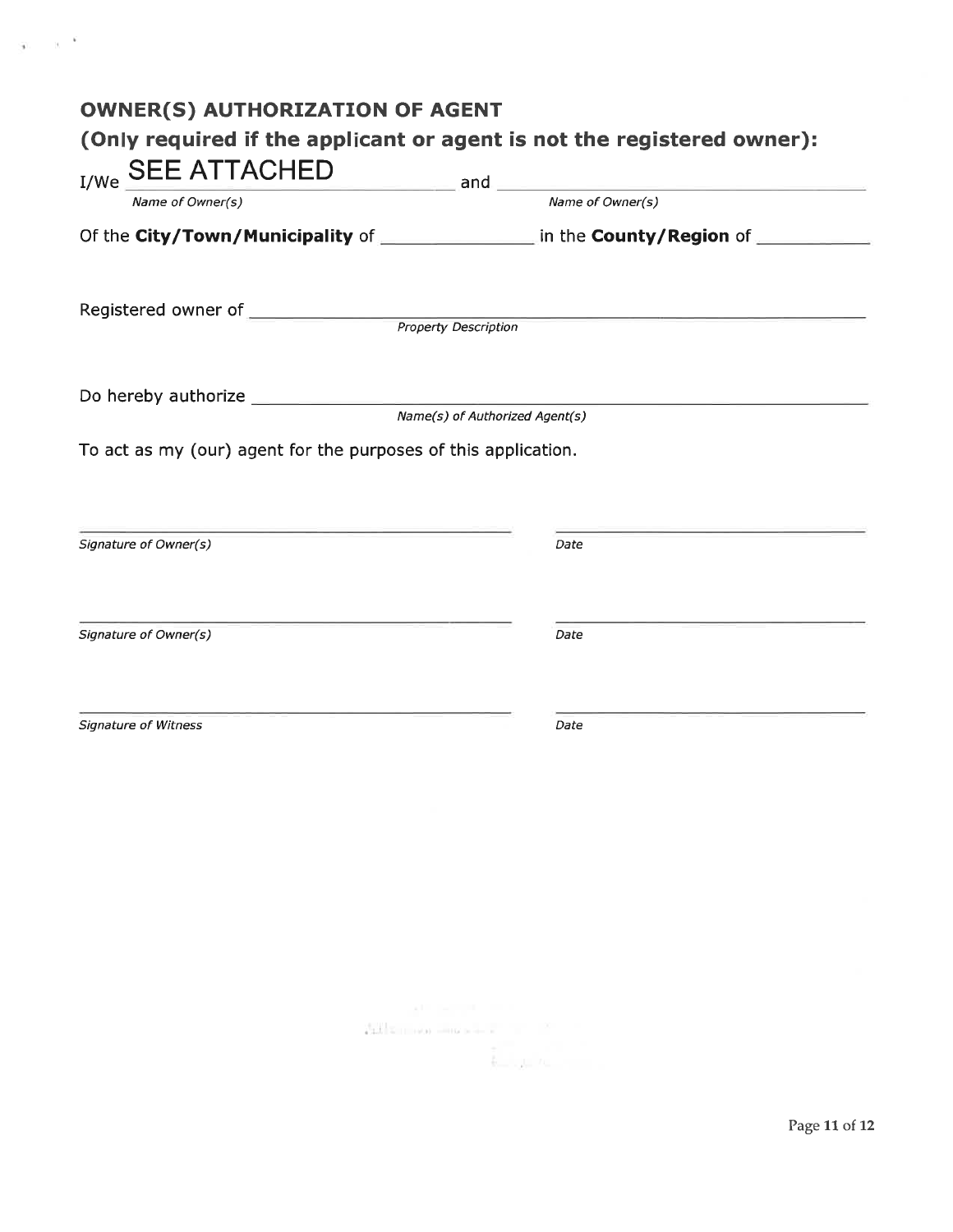## OWNER(S) AUTHORIZATION OF AGENT

**(Only required if the applicant or agent is not the registered owner):**

I/We SEE ATTACHED and ______________________________
*Name of Owner(s)* *Name of Owner(s)*

Of the **City/Town/Municipality** of ______________ in the **County/Region** of ___________

Registered owner of ______________________________________________
*Property Description*

Do hereby authorize ______________________________________________
*Name(s) of Authorized Agent(s)*

To act as my (our) agent for the purposes of this application.

______________________________ ______________________________
*Signature of Owner(s)* *Date*

______________________________ ______________________________
*Signature of Owner(s)* *Date*

______________________________ ______________________________
*Signature of Witness* *Date*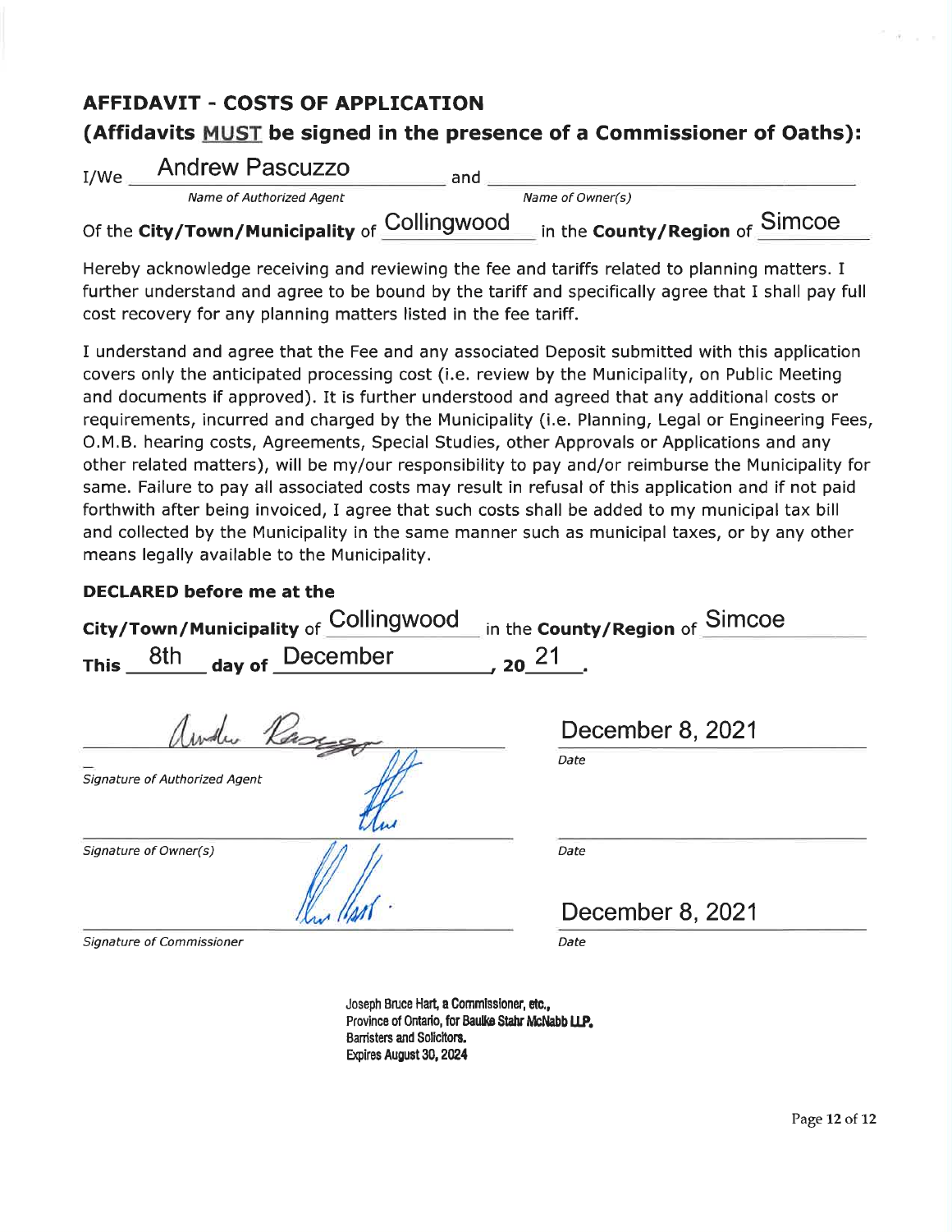## AFFIDAVIT - COSTS OF APPLICATION

### (Affidavits MUST be signed in the presence of a Commissioner of Oaths):

I/We Andrew Pascuzzo and ____________________
*Name of Authorized Agent* *Name of Owner(s)*

Of the **City/Town/Municipality** of Collingwood in the **County/Region** of Simcoe

Hereby acknowledge receiving and reviewing the fee and tariffs related to planning matters. I further understand and agree to be bound by the tariff and specifically agree that I shall pay full cost recovery for any planning matters listed in the fee tariff.

I understand and agree that the Fee and any associated Deposit submitted with this application covers only the anticipated processing cost (i.e. review by the Municipality, on Public Meeting and documents if approved). It is further understood and agreed that any additional costs or requirements, incurred and charged by the Municipality (i.e. Planning, Legal or Engineering Fees, O.M.B. hearing costs, Agreements, Special Studies, other Approvals or Applications and any other related matters), will be my/our responsibility to pay and/or reimburse the Municipality for same. Failure to pay all associated costs may result in refusal of this application and if not paid forthwith after being invoiced, I agree that such costs shall be added to my municipal tax bill and collected by the Municipality in the same manner such as municipal taxes, or by any other means legally available to the Municipality.

**DECLARED before me at the**

**City/Town/Municipality** of Collingwood in the **County/Region** of Simcoe

**This** 8th **day of** December, **20**21.

[Signature] December 8, 2021
*Signature of Authorized Agent* *Date*

____________________ ____________________
*Signature of Owner(s)* *Date*

[Signature] December 8, 2021
*Signature of Commissioner* *Date*

Joseph Bruce Hart, a Commissioner, etc.,
Province of Ontario, for Baulke Stahr McNabb LLP,
Barristers and Solicitors.
Expires August 30, 2024